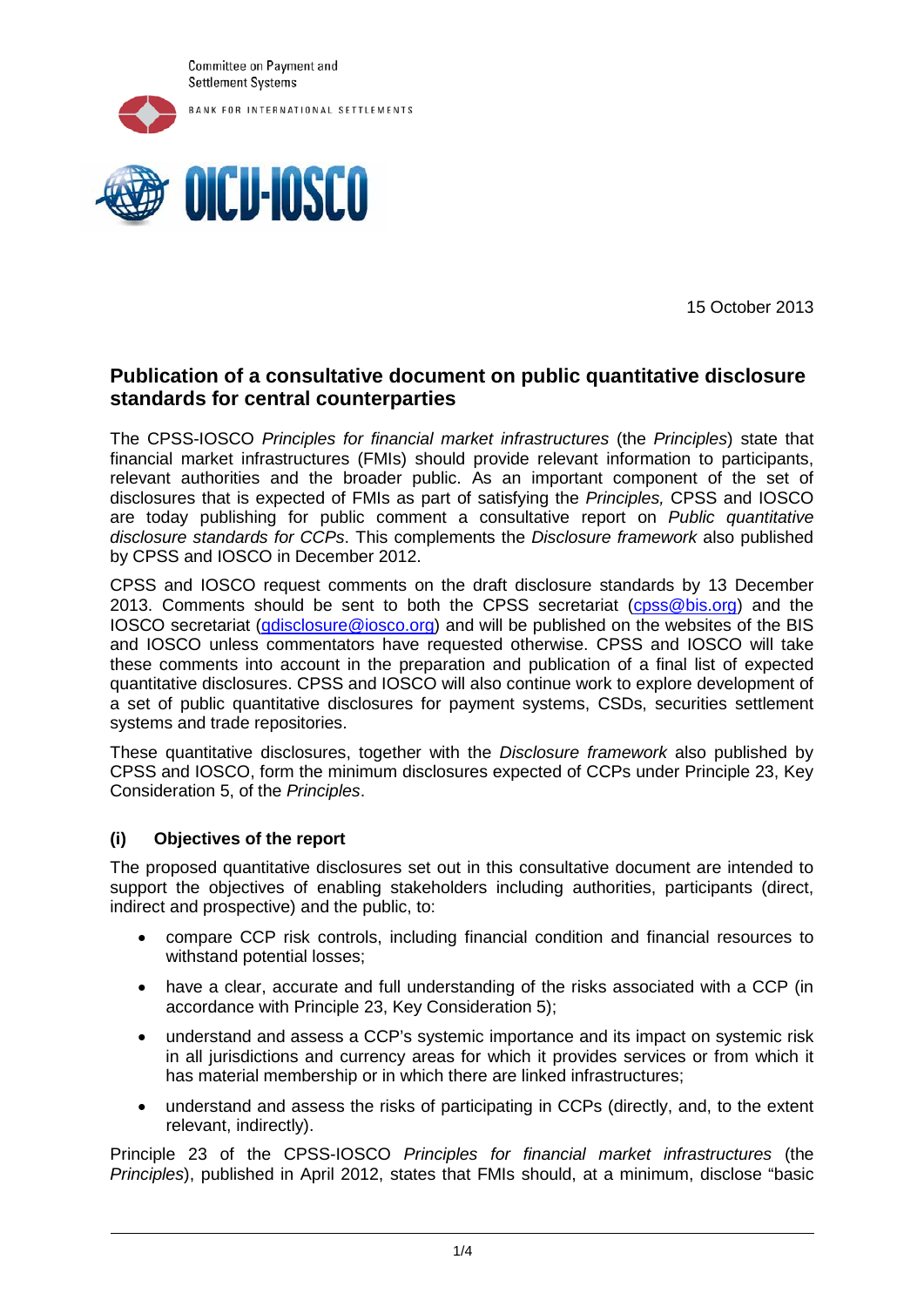Committee on Payment and Settlement Systems

BANK FOR INTERNATIONAL SETTLEMENTS

OICU-IOSCO

15 October 2013

# Publication of a consultative document on public quantitative disclosure standards for central counterparties

The CPSS-IOSCO *Principles for financial market infrastructures* (the *Principles*) state that financial market infrastructures (FMIs) should provide relevant information to participants, relevant authorities and the broader public. As an important component of the set of disclosures that is expected of FMIs as part of satisfying the *Principles,* CPSS and IOSCO are today publishing for public comment a consultative report on *Public quantitative disclosure standards for CCPs*. This complements the *Disclosure framework* also published by CPSS and IOSCO in December 2012.

CPSS and IOSCO request comments on the draft disclosure standards by 13 December 2013. Comments should be sent to both the CPSS secretariat (cpss@bis.org) and the IOSCO secretariat (qdisclosure@iosco.org) and will be published on the websites of the BIS and IOSCO unless commentators have requested otherwise. CPSS and IOSCO will take these comments into account in the preparation and publication of a final list of expected quantitative disclosures. CPSS and IOSCO will also continue work to explore development of a set of public quantitative disclosures for payment systems, CSDs, securities settlement systems and trade repositories.

These quantitative disclosures, together with the *Disclosure framework* also published by CPSS and IOSCO, form the minimum disclosures expected of CCPs under Principle 23, Key Consideration 5, of the *Principles*.

### (i) Objectives of the report

The proposed quantitative disclosures set out in this consultative document are intended to support the objectives of enabling stakeholders including authorities, participants (direct, indirect and prospective) and the public, to:

- compare CCP risk controls, including financial condition and financial resources to withstand potential losses;
- have a clear, accurate and full understanding of the risks associated with a CCP (in accordance with Principle 23, Key Consideration 5);
- understand and assess a CCP's systemic importance and its impact on systemic risk in all jurisdictions and currency areas for which it provides services or from which it has material membership or in which there are linked infrastructures;
- understand and assess the risks of participating in CCPs (directly, and, to the extent relevant, indirectly).

Principle 23 of the CPSS-IOSCO *Principles for financial market infrastructures* (the *Principles*), published in April 2012, states that FMIs should, at a minimum, disclose "basic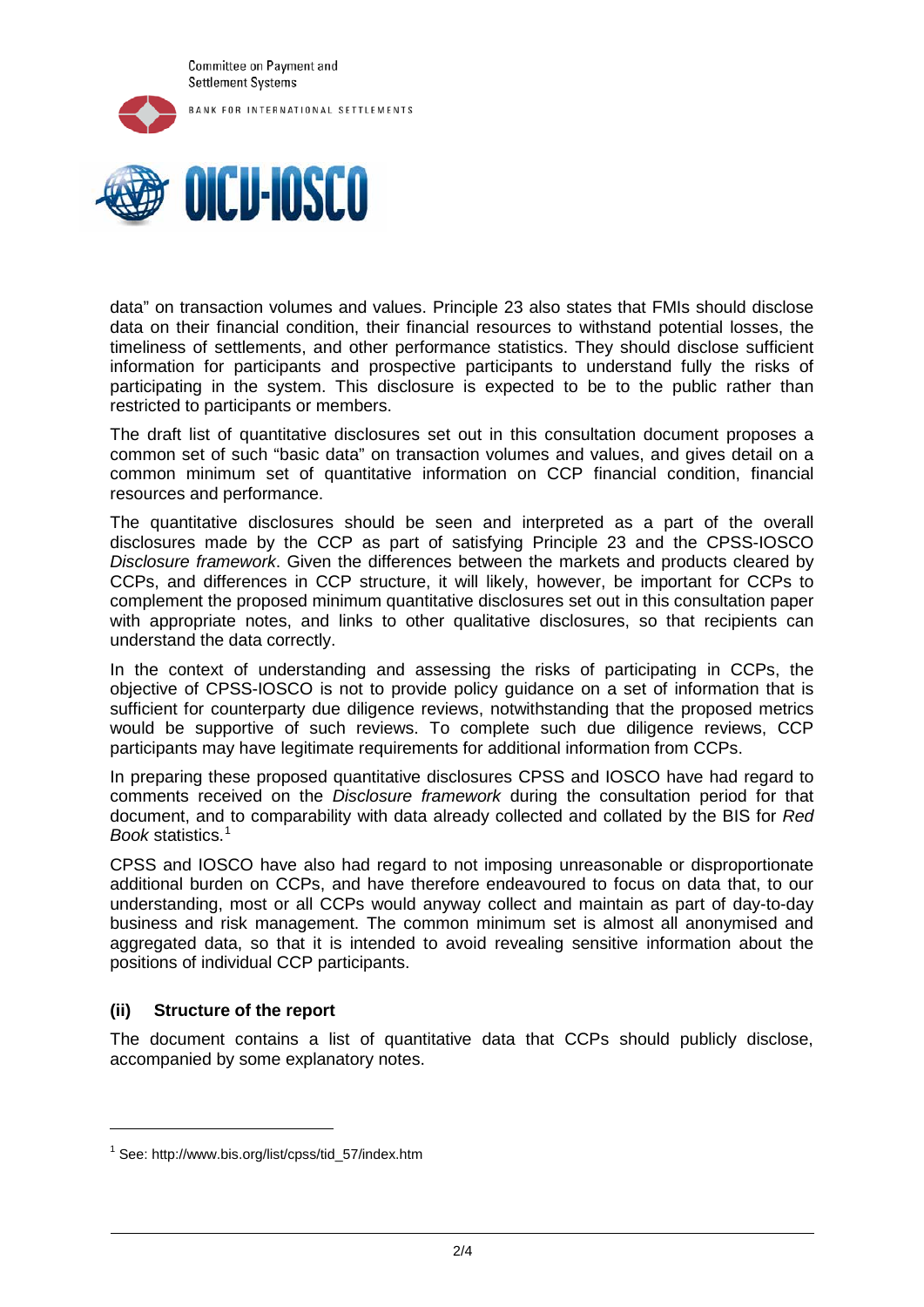data" on transaction volumes and values. Principle 23 also states that FMIs should disclose data on their financial condition, their financial resources to withstand potential losses, the timeliness of settlements, and other performance statistics. They should disclose sufficient information for participants and prospective participants to understand fully the risks of participating in the system. This disclosure is expected to be to the public rather than restricted to participants or members.

The draft list of quantitative disclosures set out in this consultation document proposes a common set of such "basic data" on transaction volumes and values, and gives detail on a common minimum set of quantitative information on CCP financial condition, financial resources and performance.

The quantitative disclosures should be seen and interpreted as a part of the overall disclosures made by the CCP as part of satisfying Principle 23 and the CPSS-IOSCO *Disclosure framework*. Given the differences between the markets and products cleared by CCPs, and differences in CCP structure, it will likely, however, be important for CCPs to complement the proposed minimum quantitative disclosures set out in this consultation paper with appropriate notes, and links to other qualitative disclosures, so that recipients can understand the data correctly.

In the context of understanding and assessing the risks of participating in CCPs, the objective of CPSS-IOSCO is not to provide policy guidance on a set of information that is sufficient for counterparty due diligence reviews, notwithstanding that the proposed metrics would be supportive of such reviews. To complete such due diligence reviews, CCP participants may have legitimate requirements for additional information from CCPs.

In preparing these proposed quantitative disclosures CPSS and IOSCO have had regard to comments received on the *Disclosure framework* during the consultation period for that document, and to comparability with data already collected and collated by the BIS for *Red Book* statistics.[1]

CPSS and IOSCO have also had regard to not imposing unreasonable or disproportionate additional burden on CCPs, and have therefore endeavoured to focus on data that, to our understanding, most or all CCPs would anyway collect and maintain as part of day-to-day business and risk management. The common minimum set is almost all anonymised and aggregated data, so that it is intended to avoid revealing sensitive information about the positions of individual CCP participants.

### (ii) Structure of the report

The document contains a list of quantitative data that CCPs should publicly disclose, accompanied by some explanatory notes.

---

[1] See: http://www.bis.org/list/cpss/tid_57/index.htm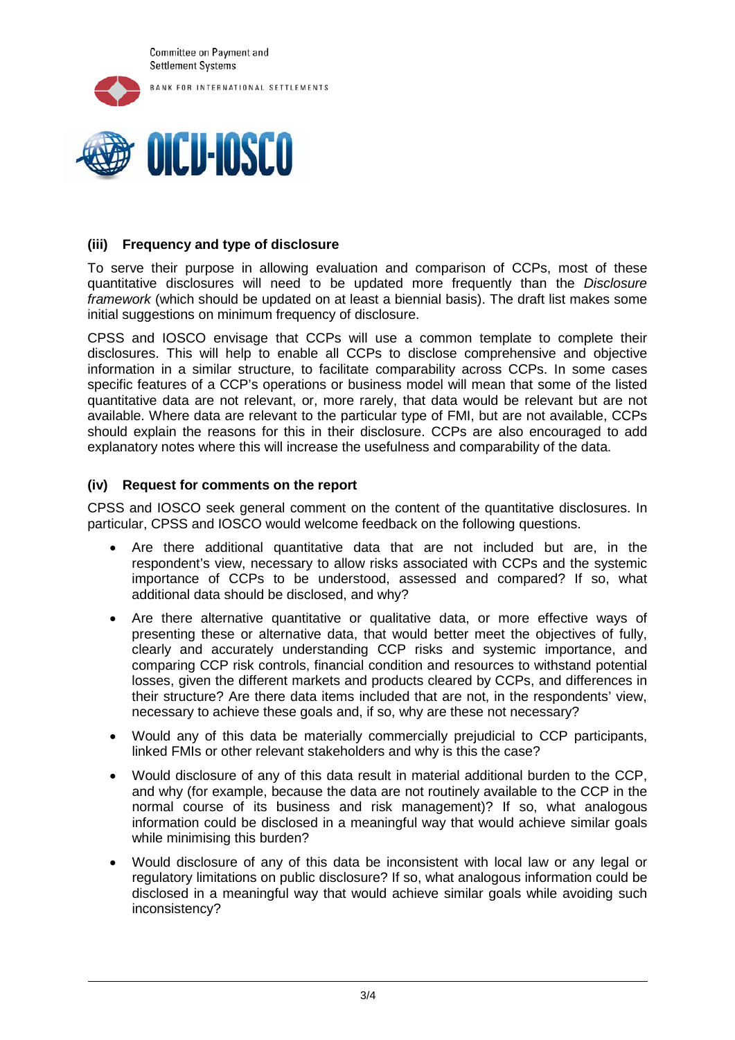### (iii) Frequency and type of disclosure

To serve their purpose in allowing evaluation and comparison of CCPs, most of these quantitative disclosures will need to be updated more frequently than the *Disclosure framework* (which should be updated on at least a biennial basis). The draft list makes some initial suggestions on minimum frequency of disclosure.

CPSS and IOSCO envisage that CCPs will use a common template to complete their disclosures. This will help to enable all CCPs to disclose comprehensive and objective information in a similar structure, to facilitate comparability across CCPs. In some cases specific features of a CCP's operations or business model will mean that some of the listed quantitative data are not relevant, or, more rarely, that data would be relevant but are not available. Where data are relevant to the particular type of FMI, but are not available, CCPs should explain the reasons for this in their disclosure. CCPs are also encouraged to add explanatory notes where this will increase the usefulness and comparability of the data.

### (iv) Request for comments on the report

CPSS and IOSCO seek general comment on the content of the quantitative disclosures. In particular, CPSS and IOSCO would welcome feedback on the following questions.

- Are there additional quantitative data that are not included but are, in the respondent's view, necessary to allow risks associated with CCPs and the systemic importance of CCPs to be understood, assessed and compared? If so, what additional data should be disclosed, and why?
- Are there alternative quantitative or qualitative data, or more effective ways of presenting these or alternative data, that would better meet the objectives of fully, clearly and accurately understanding CCP risks and systemic importance, and comparing CCP risk controls, financial condition and resources to withstand potential losses, given the different markets and products cleared by CCPs, and differences in their structure? Are there data items included that are not, in the respondents' view, necessary to achieve these goals and, if so, why are these not necessary?
- Would any of this data be materially commercially prejudicial to CCP participants, linked FMIs or other relevant stakeholders and why is this the case?
- Would disclosure of any of this data result in material additional burden to the CCP, and why (for example, because the data are not routinely available to the CCP in the normal course of its business and risk management)? If so, what analogous information could be disclosed in a meaningful way that would achieve similar goals while minimising this burden?
- Would disclosure of any of this data be inconsistent with local law or any legal or regulatory limitations on public disclosure? If so, what analogous information could be disclosed in a meaningful way that would achieve similar goals while avoiding such inconsistency?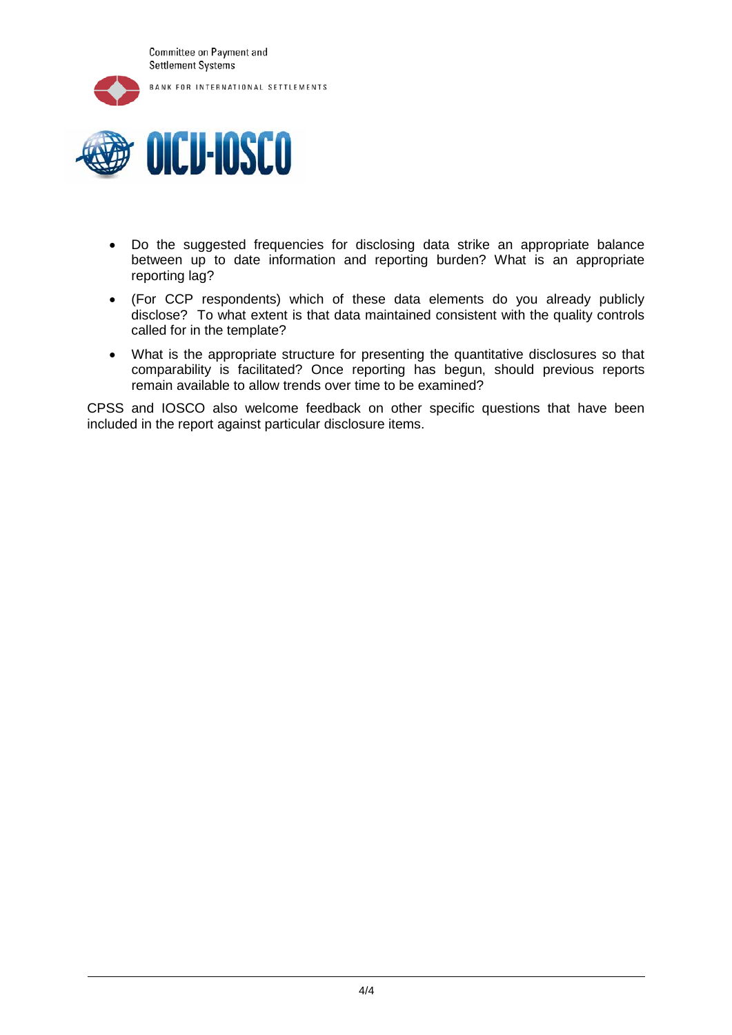- Do the suggested frequencies for disclosing data strike an appropriate balance between up to date information and reporting burden? What is an appropriate reporting lag?
- (For CCP respondents) which of these data elements do you already publicly disclose? To what extent is that data maintained consistent with the quality controls called for in the template?
- What is the appropriate structure for presenting the quantitative disclosures so that comparability is facilitated? Once reporting has begun, should previous reports remain available to allow trends over time to be examined?

CPSS and IOSCO also welcome feedback on other specific questions that have been included in the report against particular disclosure items.